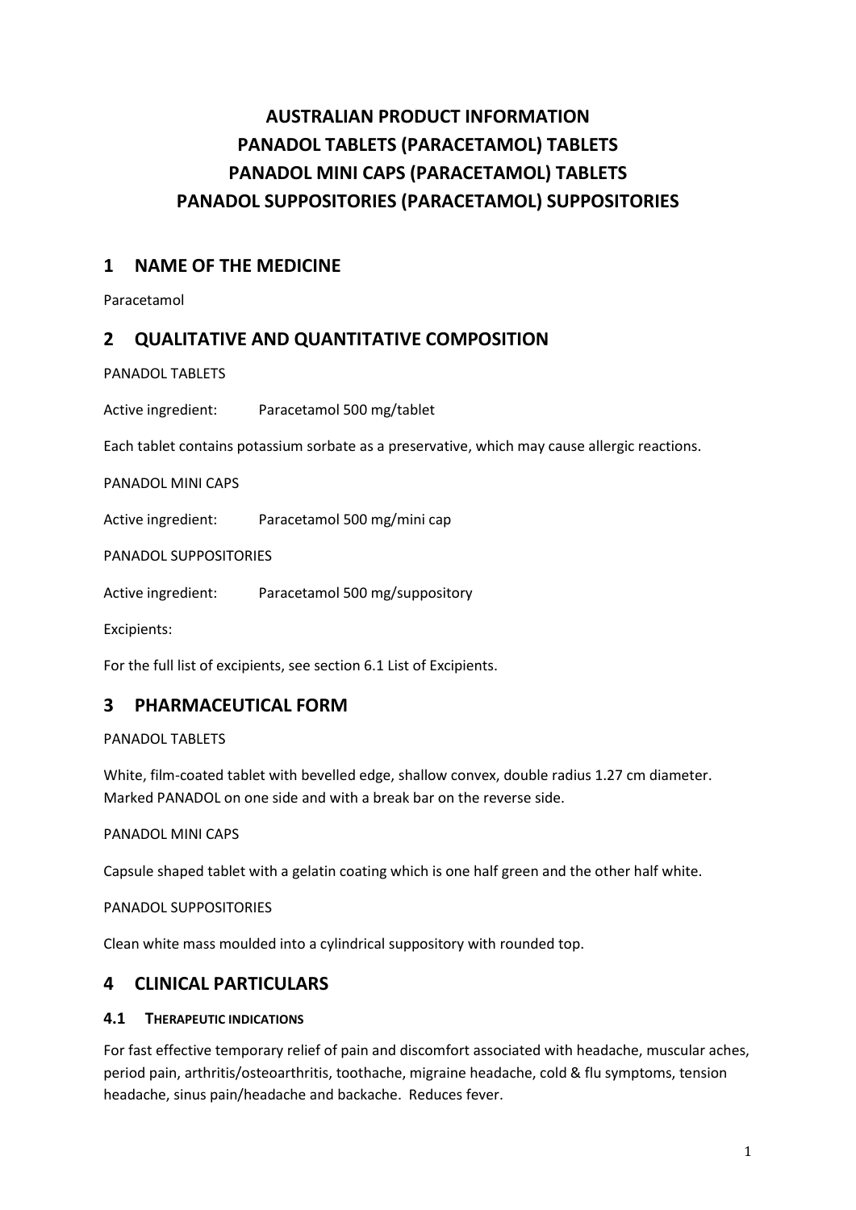# AUSTRALIAN PRODUCT INFORMATION
# PANADOL TABLETS (PARACETAMOL) TABLETS
# PANADOL MINI CAPS (PARACETAMOL) TABLETS
# PANADOL SUPPOSITORIES (PARACETAMOL) SUPPOSITORIES

## 1 NAME OF THE MEDICINE

Paracetamol

## 2 QUALITATIVE AND QUANTITATIVE COMPOSITION

PANADOL TABLETS

Active ingredient: Paracetamol 500 mg/tablet

Each tablet contains potassium sorbate as a preservative, which may cause allergic reactions.

PANADOL MINI CAPS

Active ingredient: Paracetamol 500 mg/mini cap

PANADOL SUPPOSITORIES

Active ingredient: Paracetamol 500 mg/suppository

Excipients:

For the full list of excipients, see section 6.1 List of Excipients.

## 3 PHARMACEUTICAL FORM

PANADOL TABLETS

White, film-coated tablet with bevelled edge, shallow convex, double radius 1.27 cm diameter. Marked PANADOL on one side and with a break bar on the reverse side.

PANADOL MINI CAPS

Capsule shaped tablet with a gelatin coating which is one half green and the other half white.

PANADOL SUPPOSITORIES

Clean white mass moulded into a cylindrical suppository with rounded top.

## 4 CLINICAL PARTICULARS

### 4.1 THERAPEUTIC INDICATIONS

For fast effective temporary relief of pain and discomfort associated with headache, muscular aches, period pain, arthritis/osteoarthritis, toothache, migraine headache, cold & flu symptoms, tension headache, sinus pain/headache and backache. Reduces fever.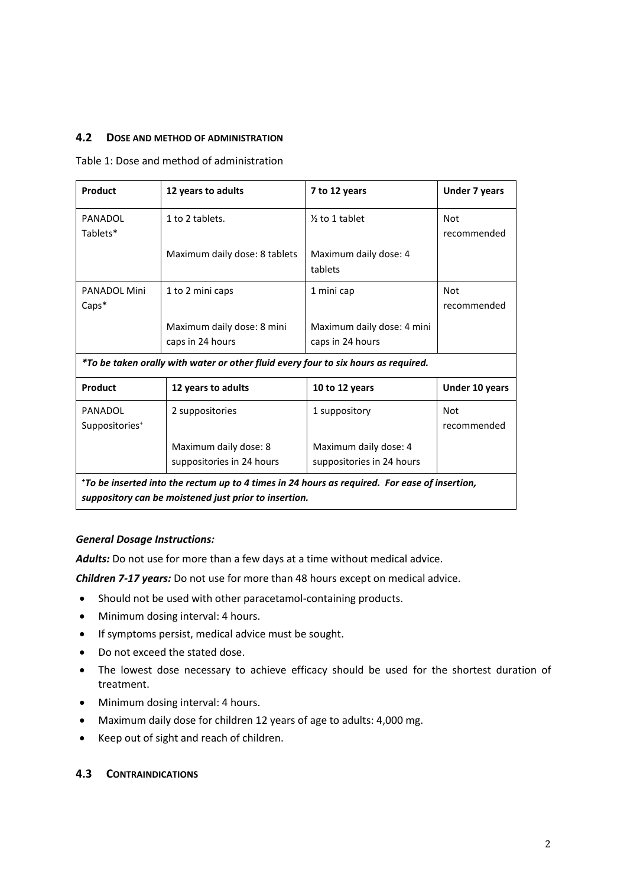## 4.2 DOSE AND METHOD OF ADMINISTRATION

Table 1: Dose and method of administration

| Product | 12 years to adults | 7 to 12 years | Under 7 years |
|---|---|---|---|
| PANADOL Tablets* | 1 to 2 tablets.<br><br>Maximum daily dose: 8 tablets | ½ to 1 tablet<br><br>Maximum daily dose: 4 tablets | Not recommended |
| PANADOL Mini Caps* | 1 to 2 mini caps<br><br>Maximum daily dose: 8 mini caps in 24 hours | 1 mini cap<br><br>Maximum daily dose: 4 mini caps in 24 hours | Not recommended |
| ***To be taken orally with water or other fluid every four to six hours as required.*** | | | |
| **Product** | **12 years to adults** | **10 to 12 years** | **Under 10 years** |
| PANADOL Suppositories⁺ | 2 suppositories<br><br>Maximum daily dose: 8 suppositories in 24 hours | 1 suppository<br><br>Maximum daily dose: 4 suppositories in 24 hours | Not recommended |
| ***⁺To be inserted into the rectum up to 4 times in 24 hours as required. For ease of insertion, suppository can be moistened just prior to insertion.*** | | | |

***General Dosage Instructions:***

***Adults:*** Do not use for more than a few days at a time without medical advice.

***Children 7-17 years:*** Do not use for more than 48 hours except on medical advice.

- Should not be used with other paracetamol-containing products.
- Minimum dosing interval: 4 hours.
- If symptoms persist, medical advice must be sought.
- Do not exceed the stated dose.
- The lowest dose necessary to achieve efficacy should be used for the shortest duration of treatment.
- Minimum dosing interval: 4 hours.
- Maximum daily dose for children 12 years of age to adults: 4,000 mg.
- Keep out of sight and reach of children.

## 4.3 CONTRAINDICATIONS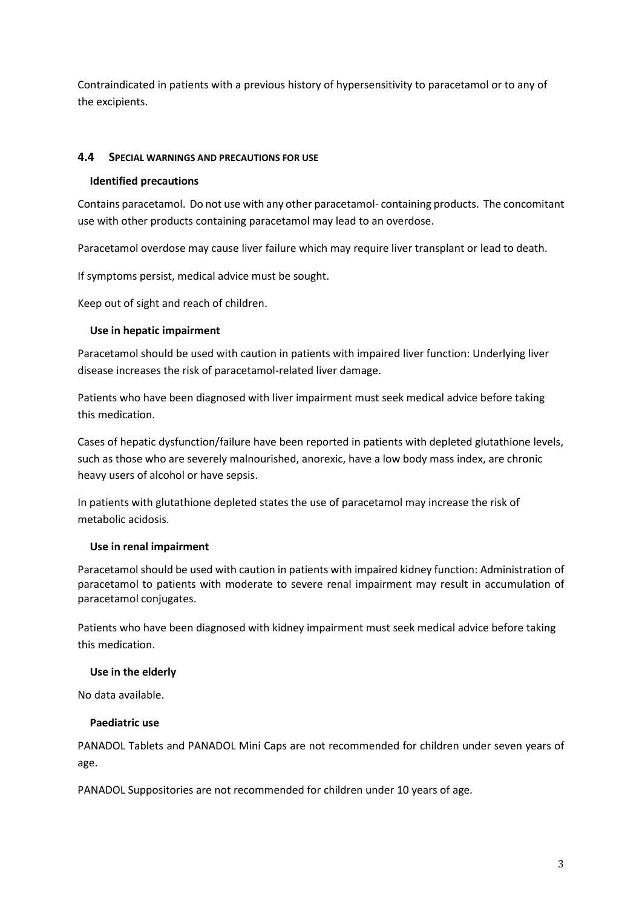Contraindicated in patients with a previous history of hypersensitivity to paracetamol or to any of the excipients.

## 4.4 SPECIAL WARNINGS AND PRECAUTIONS FOR USE

### Identified precautions

Contains paracetamol. Do not use with any other paracetamol- containing products. The concomitant use with other products containing paracetamol may lead to an overdose.

Paracetamol overdose may cause liver failure which may require liver transplant or lead to death.

If symptoms persist, medical advice must be sought.

Keep out of sight and reach of children.

### Use in hepatic impairment

Paracetamol should be used with caution in patients with impaired liver function: Underlying liver disease increases the risk of paracetamol-related liver damage.

Patients who have been diagnosed with liver impairment must seek medical advice before taking this medication.

Cases of hepatic dysfunction/failure have been reported in patients with depleted glutathione levels, such as those who are severely malnourished, anorexic, have a low body mass index, are chronic heavy users of alcohol or have sepsis.

In patients with glutathione depleted states the use of paracetamol may increase the risk of metabolic acidosis.

### Use in renal impairment

Paracetamol should be used with caution in patients with impaired kidney function: Administration of paracetamol to patients with moderate to severe renal impairment may result in accumulation of paracetamol conjugates.

Patients who have been diagnosed with kidney impairment must seek medical advice before taking this medication.

### Use in the elderly

No data available.

### Paediatric use

PANADOL Tablets and PANADOL Mini Caps are not recommended for children under seven years of age.

PANADOL Suppositories are not recommended for children under 10 years of age.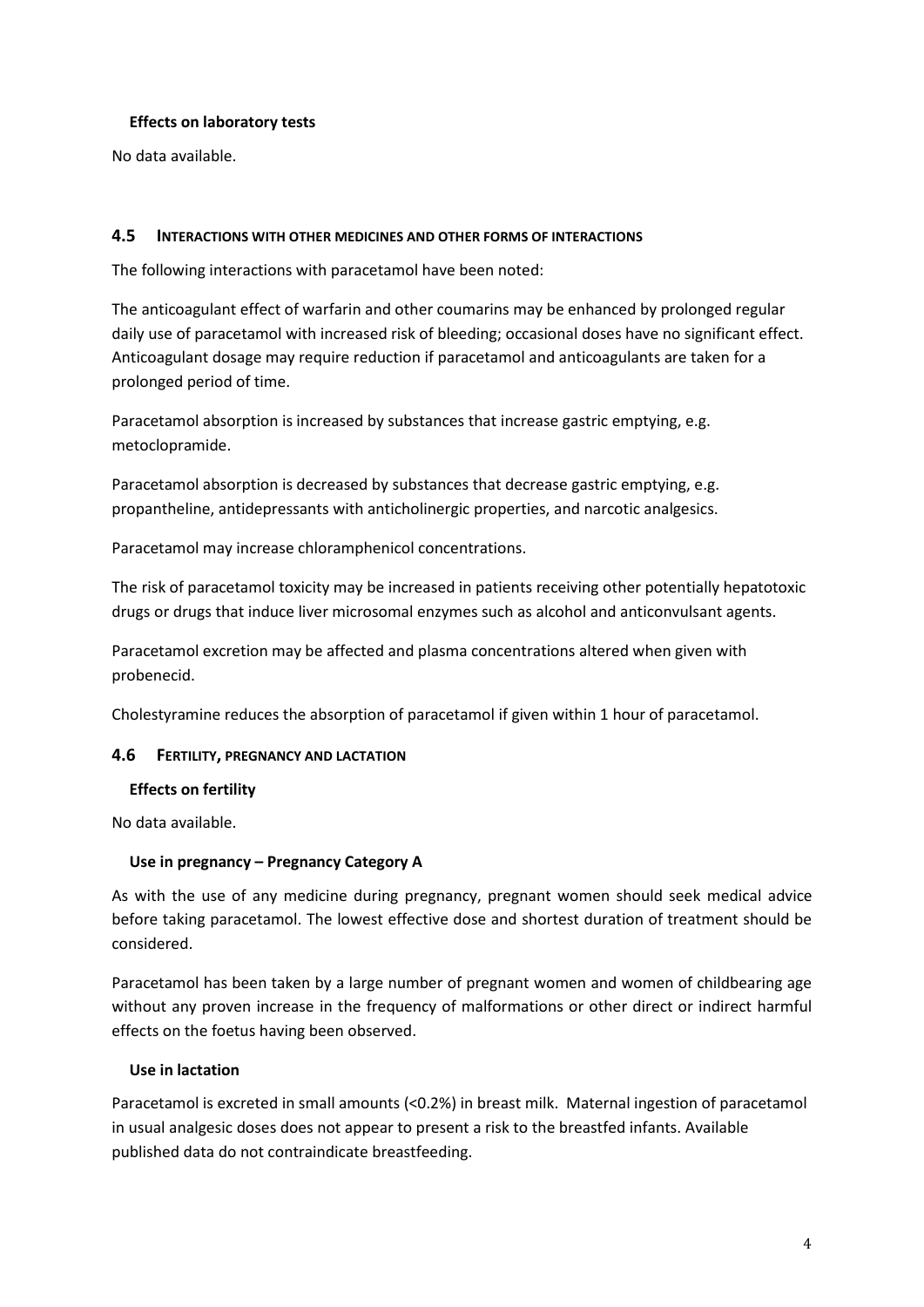### Effects on laboratory tests

No data available.

## 4.5 Interactions with other medicines and other forms of interactions

The following interactions with paracetamol have been noted:

The anticoagulant effect of warfarin and other coumarins may be enhanced by prolonged regular daily use of paracetamol with increased risk of bleeding; occasional doses have no significant effect. Anticoagulant dosage may require reduction if paracetamol and anticoagulants are taken for a prolonged period of time.

Paracetamol absorption is increased by substances that increase gastric emptying, e.g. metoclopramide.

Paracetamol absorption is decreased by substances that decrease gastric emptying, e.g. propantheline, antidepressants with anticholinergic properties, and narcotic analgesics.

Paracetamol may increase chloramphenicol concentrations.

The risk of paracetamol toxicity may be increased in patients receiving other potentially hepatotoxic drugs or drugs that induce liver microsomal enzymes such as alcohol and anticonvulsant agents.

Paracetamol excretion may be affected and plasma concentrations altered when given with probenecid.

Cholestyramine reduces the absorption of paracetamol if given within 1 hour of paracetamol.

## 4.6 Fertility, pregnancy and lactation

### Effects on fertility

No data available.

### Use in pregnancy – Pregnancy Category A

As with the use of any medicine during pregnancy, pregnant women should seek medical advice before taking paracetamol. The lowest effective dose and shortest duration of treatment should be considered.

Paracetamol has been taken by a large number of pregnant women and women of childbearing age without any proven increase in the frequency of malformations or other direct or indirect harmful effects on the foetus having been observed.

### Use in lactation

Paracetamol is excreted in small amounts (<0.2%) in breast milk. Maternal ingestion of paracetamol in usual analgesic doses does not appear to present a risk to the breastfed infants. Available published data do not contraindicate breastfeeding.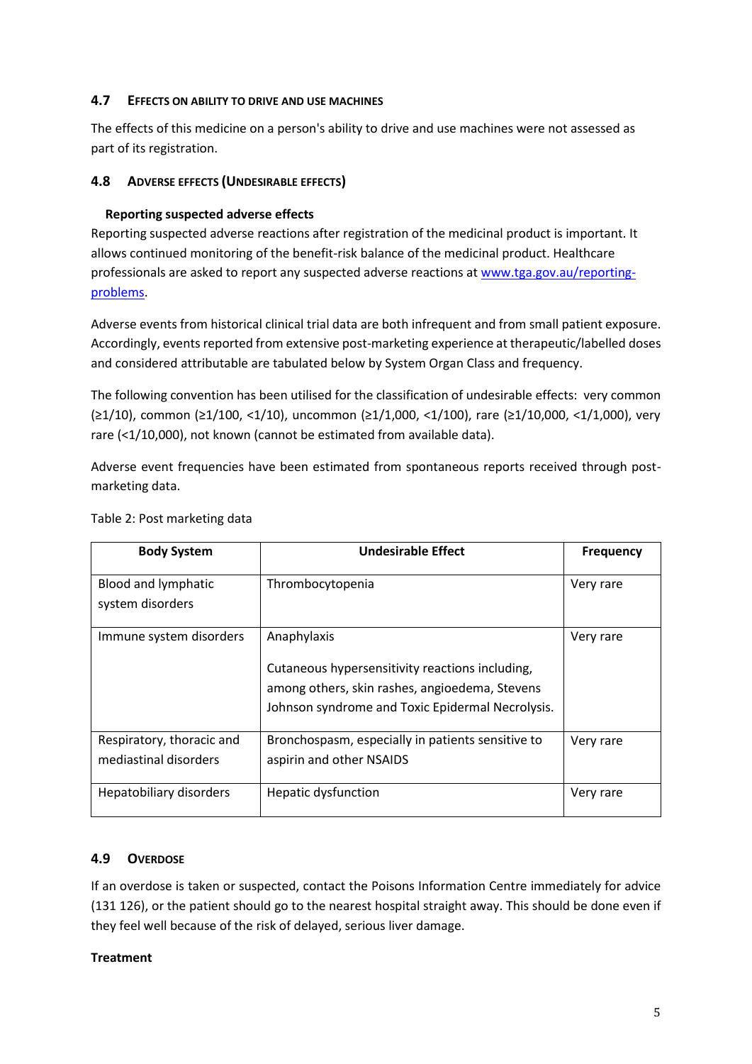## 4.7 Effects on ability to drive and use machines

The effects of this medicine on a person's ability to drive and use machines were not assessed as part of its registration.

## 4.8 Adverse effects (Undesirable effects)

**Reporting suspected adverse effects**

Reporting suspected adverse reactions after registration of the medicinal product is important. It allows continued monitoring of the benefit-risk balance of the medicinal product. Healthcare professionals are asked to report any suspected adverse reactions at [www.tga.gov.au/reporting-problems](http://www.tga.gov.au/reporting-problems).

Adverse events from historical clinical trial data are both infrequent and from small patient exposure. Accordingly, events reported from extensive post-marketing experience at therapeutic/labelled doses and considered attributable are tabulated below by System Organ Class and frequency.

The following convention has been utilised for the classification of undesirable effects: very common (≥1/10), common (≥1/100, <1/10), uncommon (≥1/1,000, <1/100), rare (≥1/10,000, <1/1,000), very rare (<1/10,000), not known (cannot be estimated from available data).

Adverse event frequencies have been estimated from spontaneous reports received through post-marketing data.

Table 2: Post marketing data

| Body System | Undesirable Effect | Frequency |
|---|---|---|
| Blood and lymphatic system disorders | Thrombocytopenia | Very rare |
| Immune system disorders | Anaphylaxis<br><br>Cutaneous hypersensitivity reactions including, among others, skin rashes, angioedema, Stevens Johnson syndrome and Toxic Epidermal Necrolysis. | Very rare |
| Respiratory, thoracic and mediastinal disorders | Bronchospasm, especially in patients sensitive to aspirin and other NSAIDS | Very rare |
| Hepatobiliary disorders | Hepatic dysfunction | Very rare |

## 4.9 Overdose

If an overdose is taken or suspected, contact the Poisons Information Centre immediately for advice (131 126), or the patient should go to the nearest hospital straight away. This should be done even if they feel well because of the risk of delayed, serious liver damage.

**Treatment**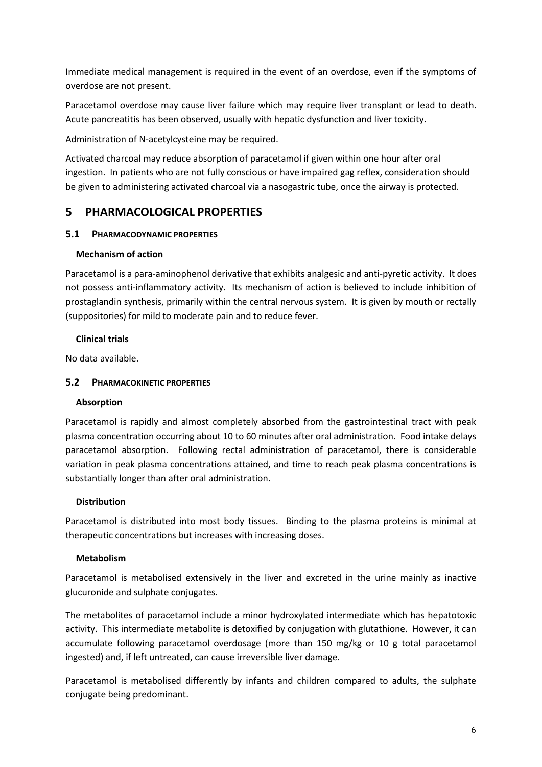Immediate medical management is required in the event of an overdose, even if the symptoms of overdose are not present.

Paracetamol overdose may cause liver failure which may require liver transplant or lead to death. Acute pancreatitis has been observed, usually with hepatic dysfunction and liver toxicity.

Administration of N-acetylcysteine may be required.

Activated charcoal may reduce absorption of paracetamol if given within one hour after oral ingestion. In patients who are not fully conscious or have impaired gag reflex, consideration should be given to administering activated charcoal via a nasogastric tube, once the airway is protected.

# 5 PHARMACOLOGICAL PROPERTIES

## 5.1 PHARMACODYNAMIC PROPERTIES

### Mechanism of action

Paracetamol is a para-aminophenol derivative that exhibits analgesic and anti-pyretic activity. It does not possess anti-inflammatory activity. Its mechanism of action is believed to include inhibition of prostaglandin synthesis, primarily within the central nervous system. It is given by mouth or rectally (suppositories) for mild to moderate pain and to reduce fever.

### Clinical trials

No data available.

## 5.2 PHARMACOKINETIC PROPERTIES

### Absorption

Paracetamol is rapidly and almost completely absorbed from the gastrointestinal tract with peak plasma concentration occurring about 10 to 60 minutes after oral administration. Food intake delays paracetamol absorption. Following rectal administration of paracetamol, there is considerable variation in peak plasma concentrations attained, and time to reach peak plasma concentrations is substantially longer than after oral administration.

### Distribution

Paracetamol is distributed into most body tissues. Binding to the plasma proteins is minimal at therapeutic concentrations but increases with increasing doses.

### Metabolism

Paracetamol is metabolised extensively in the liver and excreted in the urine mainly as inactive glucuronide and sulphate conjugates.

The metabolites of paracetamol include a minor hydroxylated intermediate which has hepatotoxic activity. This intermediate metabolite is detoxified by conjugation with glutathione. However, it can accumulate following paracetamol overdosage (more than 150 mg/kg or 10 g total paracetamol ingested) and, if left untreated, can cause irreversible liver damage.

Paracetamol is metabolised differently by infants and children compared to adults, the sulphate conjugate being predominant.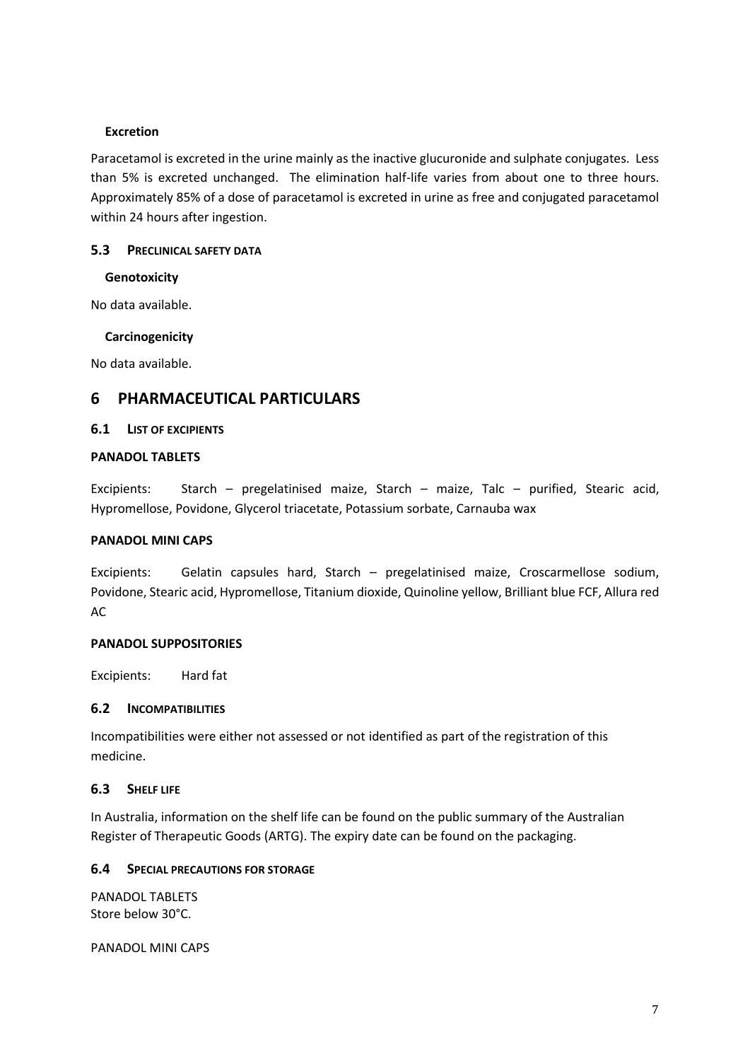#### Excretion

Paracetamol is excreted in the urine mainly as the inactive glucuronide and sulphate conjugates. Less than 5% is excreted unchanged. The elimination half-life varies from about one to three hours. Approximately 85% of a dose of paracetamol is excreted in urine as free and conjugated paracetamol within 24 hours after ingestion.

### 5.3 PRECLINICAL SAFETY DATA

#### Genotoxicity

No data available.

#### Carcinogenicity

No data available.

## 6 PHARMACEUTICAL PARTICULARS

### 6.1 LIST OF EXCIPIENTS

**PANADOL TABLETS**

Excipients: Starch – pregelatinised maize, Starch – maize, Talc – purified, Stearic acid, Hypromellose, Povidone, Glycerol triacetate, Potassium sorbate, Carnauba wax

**PANADOL MINI CAPS**

Excipients: Gelatin capsules hard, Starch – pregelatinised maize, Croscarmellose sodium, Povidone, Stearic acid, Hypromellose, Titanium dioxide, Quinoline yellow, Brilliant blue FCF, Allura red AC

**PANADOL SUPPOSITORIES**

Excipients: Hard fat

### 6.2 INCOMPATIBILITIES

Incompatibilities were either not assessed or not identified as part of the registration of this medicine.

### 6.3 SHELF LIFE

In Australia, information on the shelf life can be found on the public summary of the Australian Register of Therapeutic Goods (ARTG). The expiry date can be found on the packaging.

### 6.4 SPECIAL PRECAUTIONS FOR STORAGE

PANADOL TABLETS
Store below 30°C.

PANADOL MINI CAPS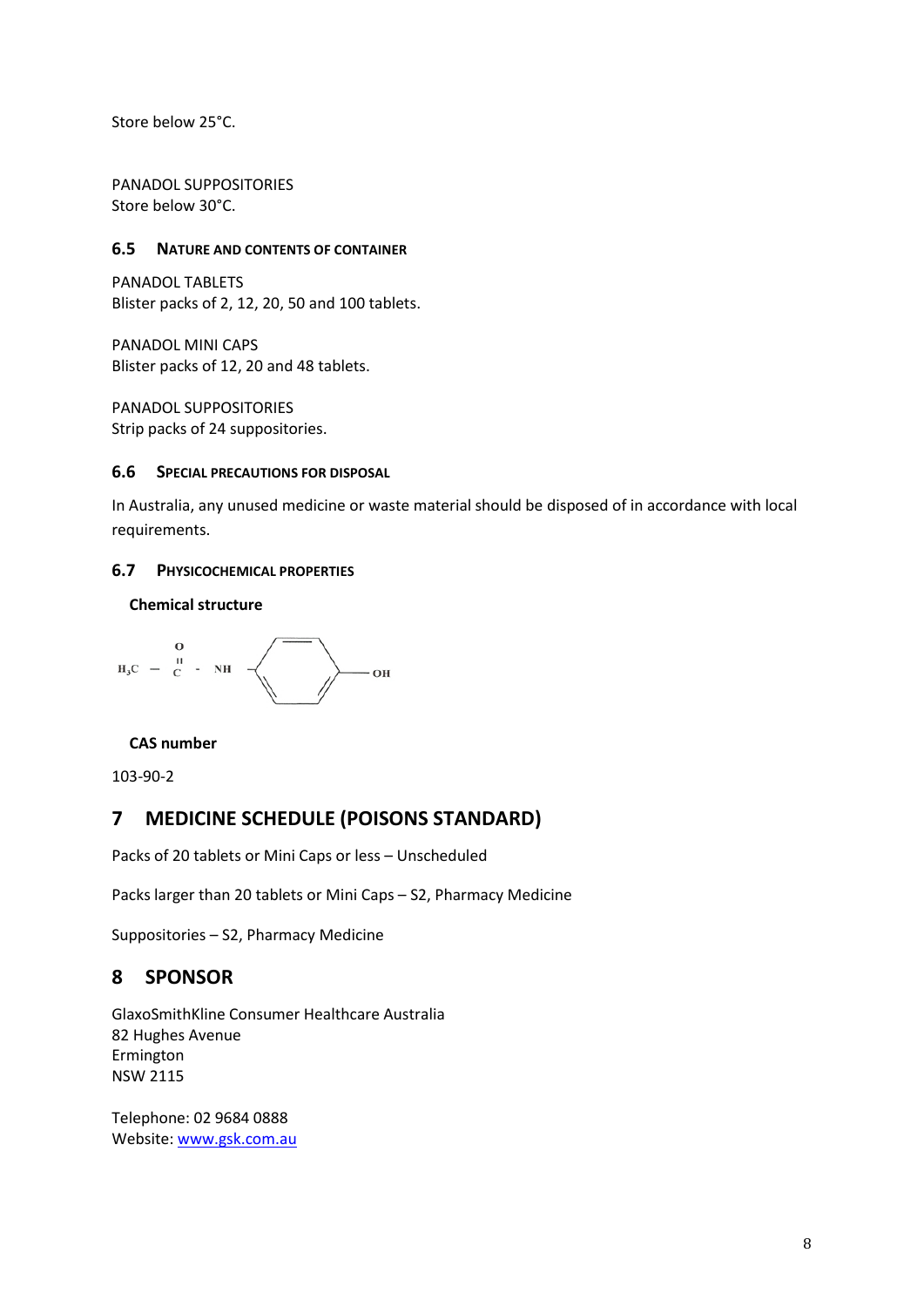Store below 25°C.

PANADOL SUPPOSITORIES
Store below 30°C.

### 6.5 NATURE AND CONTENTS OF CONTAINER

PANADOL TABLETS
Blister packs of 2, 12, 20, 50 and 100 tablets.

PANADOL MINI CAPS
Blister packs of 12, 20 and 48 tablets.

PANADOL SUPPOSITORIES
Strip packs of 24 suppositories.

### 6.6 SPECIAL PRECAUTIONS FOR DISPOSAL

In Australia, any unused medicine or waste material should be disposed of in accordance with local requirements.

### 6.7 PHYSICOCHEMICAL PROPERTIES

**Chemical structure**

$H_3C - C(=O) - NH - C_6H_4 - OH$

**CAS number**

103-90-2

## 7 MEDICINE SCHEDULE (POISONS STANDARD)

Packs of 20 tablets or Mini Caps or less – Unscheduled

Packs larger than 20 tablets or Mini Caps – S2, Pharmacy Medicine

Suppositories – S2, Pharmacy Medicine

## 8 SPONSOR

GlaxoSmithKline Consumer Healthcare Australia
82 Hughes Avenue
Ermington
NSW 2115

Telephone: 02 9684 0888
Website: www.gsk.com.au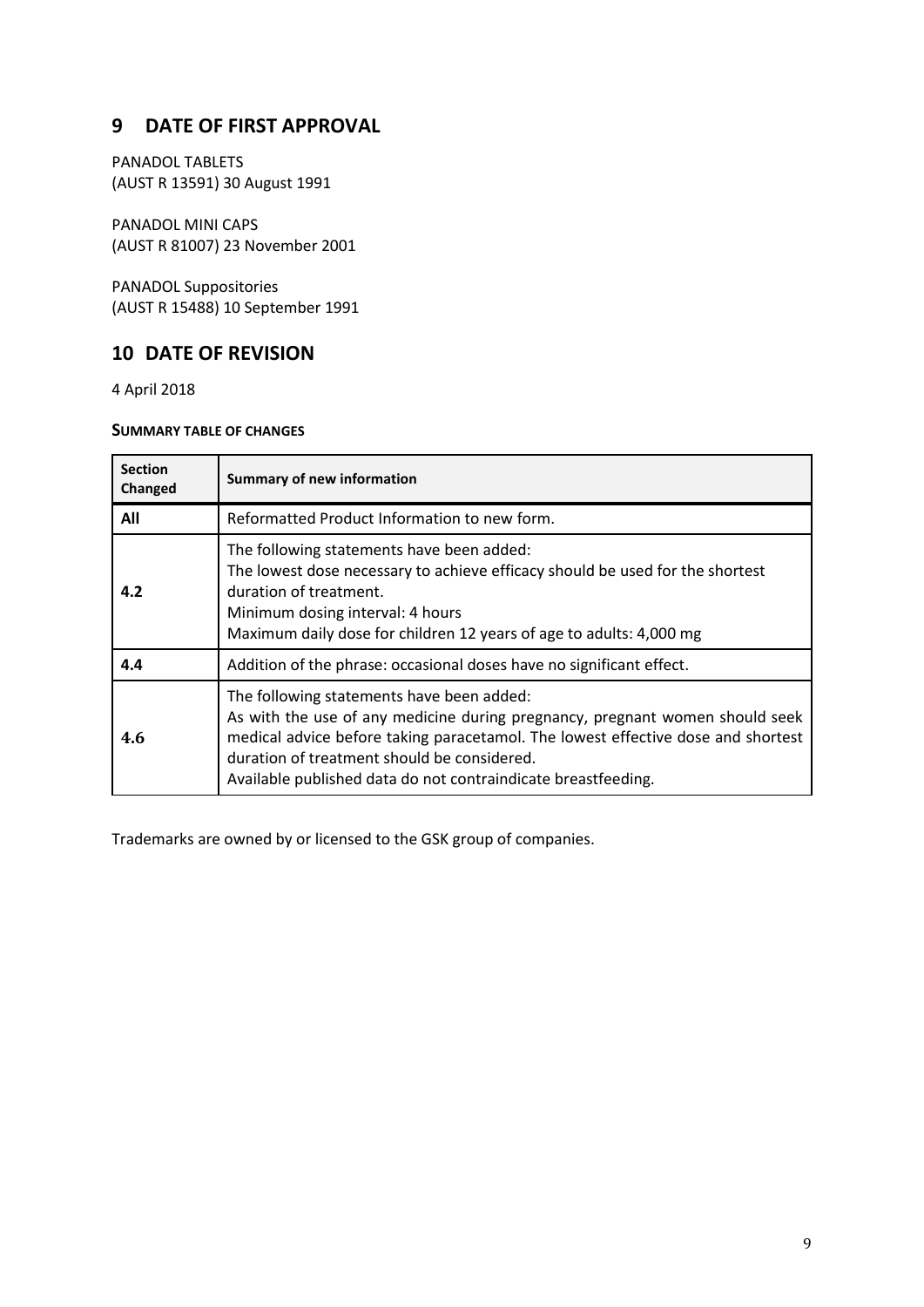## 9 DATE OF FIRST APPROVAL

PANADOL TABLETS
(AUST R 13591) 30 August 1991

PANADOL MINI CAPS
(AUST R 81007) 23 November 2001

PANADOL Suppositories
(AUST R 15488) 10 September 1991

## 10 DATE OF REVISION

4 April 2018

**SUMMARY TABLE OF CHANGES**

| Section Changed | Summary of new information |
|---|---|
| All | Reformatted Product Information to new form. |
| 4.2 | The following statements have been added:<br>The lowest dose necessary to achieve efficacy should be used for the shortest duration of treatment.<br>Minimum dosing interval: 4 hours<br>Maximum daily dose for children 12 years of age to adults: 4,000 mg |
| 4.4 | Addition of the phrase: occasional doses have no significant effect. |
| 4.6 | The following statements have been added:<br>As with the use of any medicine during pregnancy, pregnant women should seek medical advice before taking paracetamol. The lowest effective dose and shortest duration of treatment should be considered.<br>Available published data do not contraindicate breastfeeding. |

Trademarks are owned by or licensed to the GSK group of companies.